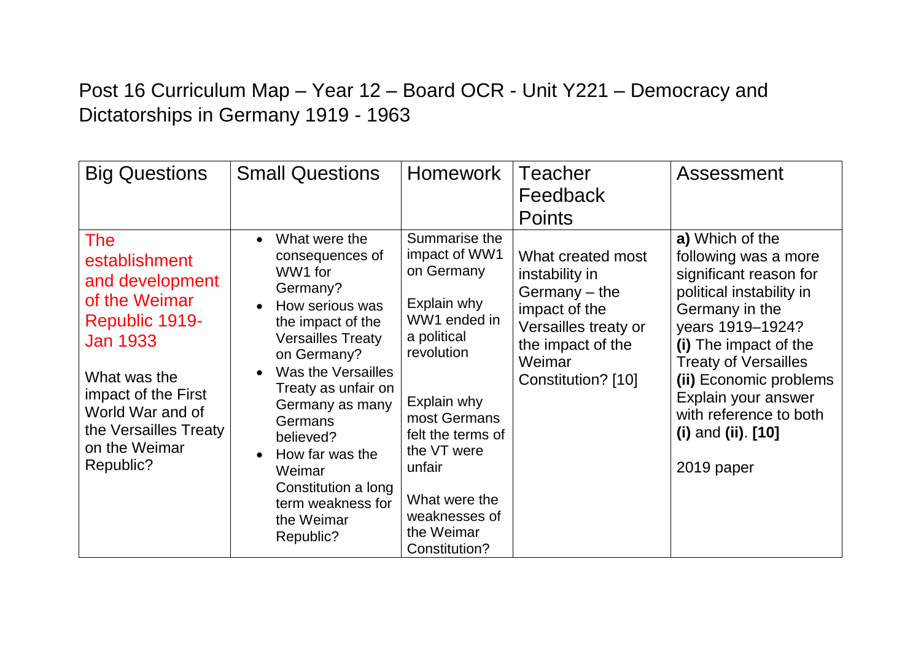# Post 16 Curriculum Map – Year 12 – Board OCR - Unit Y221 – Democracy and Dictatorships in Germany 1919 - 1963

| Big Questions | Small Questions | Homework | Teacher Feedback Points | Assessment |
|---|---|---|---|---|
| The establishment and development of the Weimar Republic 1919-Jan 1933<br><br>What was the impact of the First World War and of the Versailles Treaty on the Weimar Republic? | • What were the consequences of WW1 for Germany?<br>• How serious was the impact of the Versailles Treaty on Germany?<br>• Was the Versailles Treaty as unfair on Germany as many Germans believed?<br>• How far was the Weimar Constitution a long term weakness for the Weimar Republic? | Summarise the impact of WW1 on Germany<br><br>Explain why WW1 ended in a political revolution<br><br>Explain why most Germans felt the terms of the VT were unfair<br><br>What were the weaknesses of the Weimar Constitution? | What created most instability in Germany – the impact of the Versailles treaty or the impact of the Weimar Constitution? [10] | **a)** Which of the following was a more significant reason for political instability in Germany in the years 1919–1924?<br>**(i)** The impact of the Treaty of Versailles<br>**(ii)** Economic problems<br>Explain your answer with reference to both **(i)** and **(ii)**. **[10]**<br><br>2019 paper |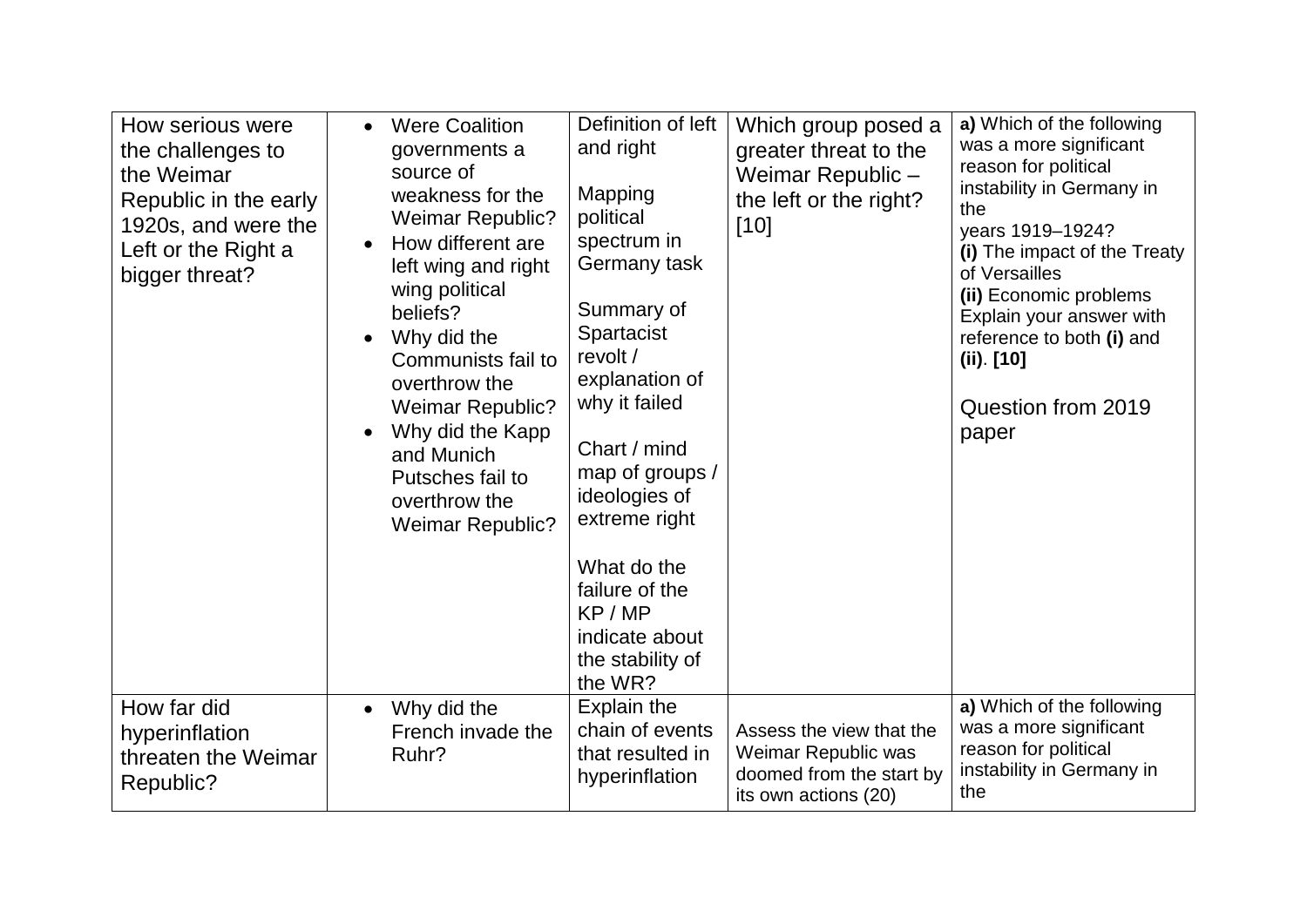| | | | | |
|---|---|---|---|---|
| How serious were the challenges to the Weimar Republic in the early 1920s, and were the Left or the Right a bigger threat? | <ul><li>Were Coalition governments a source of weakness for the Weimar Republic?</li><li>How different are left wing and right wing political beliefs?</li><li>Why did the Communists fail to overthrow the Weimar Republic?</li><li>Why did the Kapp and Munich Putsches fail to overthrow the Weimar Republic?</li></ul> | Definition of left and right<br><br>Mapping political spectrum in Germany task<br><br>Summary of Spartacist revolt / explanation of why it failed<br><br>Chart / mind map of groups / ideologies of extreme right<br><br>What do the failure of the KP / MP indicate about the stability of the WR? | Which group posed a greater threat to the Weimar Republic – the left or the right? [10] | **a)** Which of the following was a more significant reason for political instability in Germany in the years 1919–1924?<br>**(i)** The impact of the Treaty of Versailles<br>**(ii)** Economic problems<br>Explain your answer with reference to both **(i)** and **(ii)**. **[10]**<br><br>Question from 2019 paper |
| How far did hyperinflation threaten the Weimar Republic? | <ul><li>Why did the French invade the Ruhr?</li></ul> | Explain the chain of events that resulted in hyperinflation | Assess the view that the Weimar Republic was doomed from the start by its own actions (20) | **a)** Which of the following was a more significant reason for political instability in Germany in the |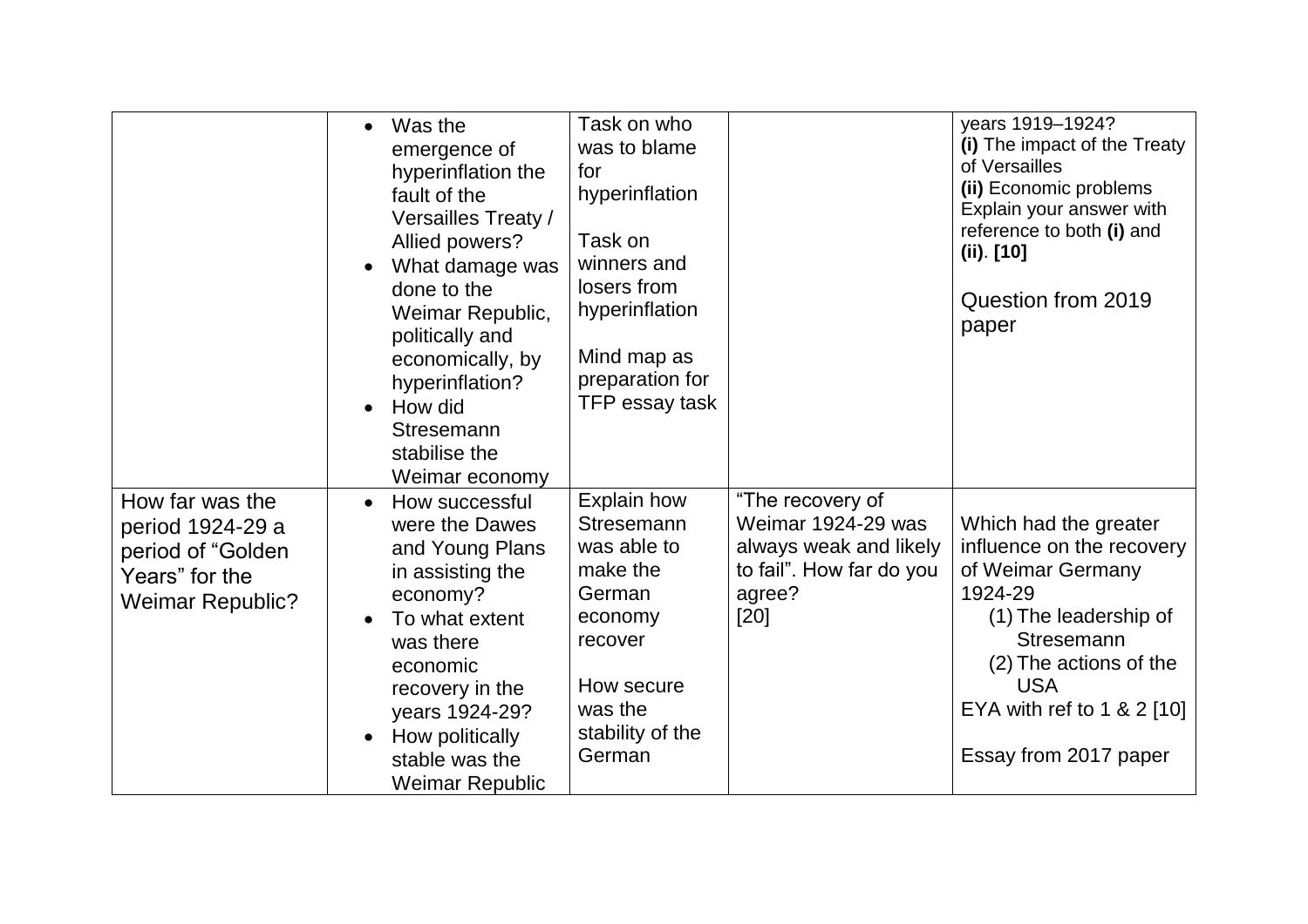| | | | | |
|---|---|---|---|---|
| | • Was the emergence of hyperinflation the fault of the Versailles Treaty / Allied powers?<br>• What damage was done to the Weimar Republic, politically and economically, by hyperinflation?<br>• How did Stresemann stabilise the Weimar economy | Task on who was to blame for hyperinflation<br><br>Task on winners and losers from hyperinflation<br><br>Mind map as preparation for TFP essay task | | years 1919–1924?<br>**(i)** The impact of the Treaty of Versailles<br>**(ii)** Economic problems<br>Explain your answer with reference to both **(i)** and **(ii)**. **[10]**<br><br>Question from 2019 paper |
| How far was the period 1924-29 a period of "Golden Years" for the Weimar Republic? | • How successful were the Dawes and Young Plans in assisting the economy?<br>• To what extent was there economic recovery in the years 1924-29?<br>• How politically stable was the Weimar Republic | Explain how Stresemann was able to make the German economy recover<br><br>How secure was the stability of the German | "The recovery of Weimar 1924-29 was always weak and likely to fail". How far do you agree? [20] | Which had the greater influence on the recovery of Weimar Germany 1924-29<br>(1) The leadership of Stresemann<br>(2) The actions of the USA<br>EYA with ref to 1 & 2 [10]<br><br>Essay from 2017 paper |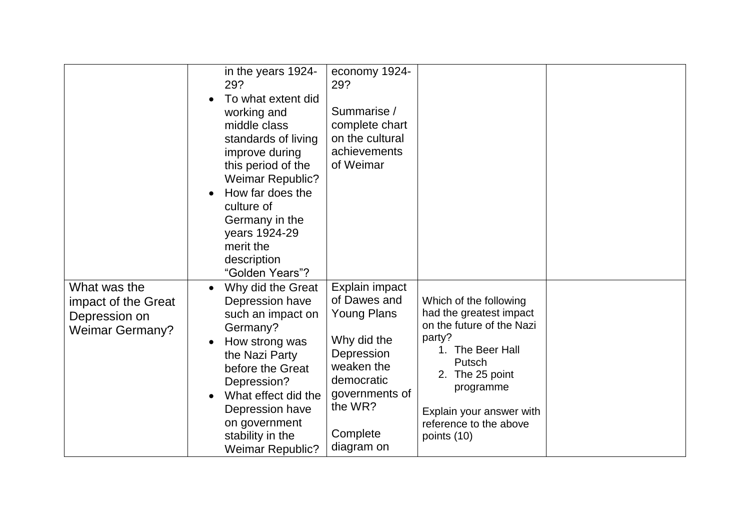| | | | | |
|---|---|---|---|---|
| | in the years 1924-29?<br>• To what extent did working and middle class standards of living improve during this period of the Weimar Republic?<br>• How far does the culture of Germany in the years 1924-29 merit the description "Golden Years"? | economy 1924-29?<br><br>Summarise / complete chart on the cultural achievements of Weimar | | |
| What was the impact of the Great Depression on Weimar Germany? | • Why did the Great Depression have such an impact on Germany?<br>• How strong was the Nazi Party before the Great Depression?<br>• What effect did the Depression have on government stability in the Weimar Republic? | Explain impact of Dawes and Young Plans<br><br>Why did the Depression weaken the democratic governments of the WR?<br><br>Complete diagram on | Which of the following had the greatest impact on the future of the Nazi party?<br>1. The Beer Hall Putsch<br>2. The 25 point programme<br><br>Explain your answer with reference to the above points (10) | |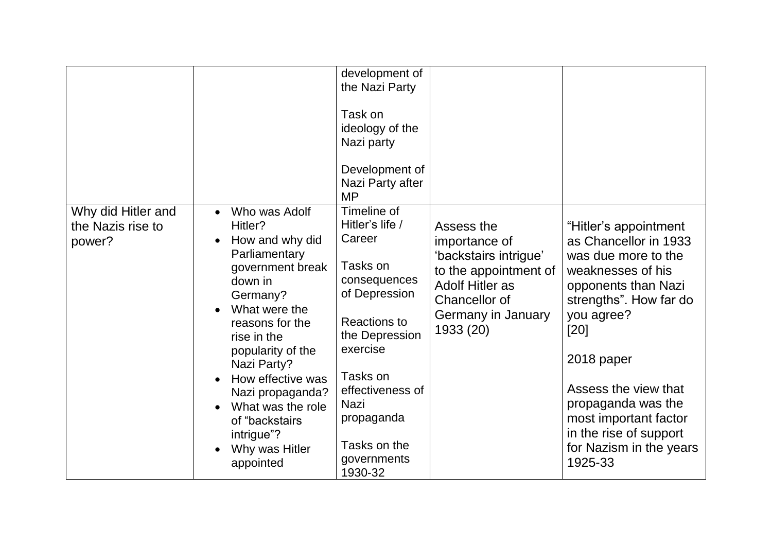| | | | | |
|---|---|---|---|---|
| | | development of the Nazi Party<br><br>Task on ideology of the Nazi party<br><br>Development of Nazi Party after MP | | |
| Why did Hitler and the Nazis rise to power? | • Who was Adolf Hitler?<br>• How and why did Parliamentary government break down in Germany?<br>• What were the reasons for the rise in the popularity of the Nazi Party?<br>• How effective was Nazi propaganda?<br>• What was the role of "backstairs intrigue"?<br>• Why was Hitler appointed | Timeline of Hitler's life / Career<br><br>Tasks on consequences of Depression<br><br>Reactions to the Depression exercise<br><br>Tasks on effectiveness of Nazi propaganda<br><br>Tasks on the governments 1930-32 | Assess the importance of 'backstairs intrigue' to the appointment of Adolf Hitler as Chancellor of Germany in January 1933 (20) | "Hitler's appointment as Chancellor in 1933 was due more to the weaknesses of his opponents than Nazi strengths". How far do you agree? [20]<br><br>2018 paper<br><br>Assess the view that propaganda was the most important factor in the rise of support for Nazism in the years 1925-33 |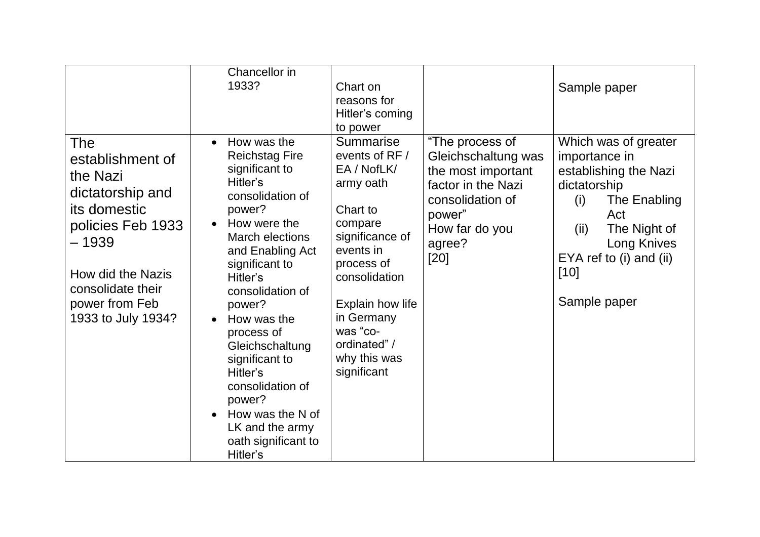| | | | | |
|---|---|---|---|---|
| | Chancellor in 1933? | Chart on reasons for Hitler's coming to power | | Sample paper |
| The establishment of the Nazi dictatorship and its domestic policies Feb 1933 – 1939<br><br>How did the Nazis consolidate their power from Feb 1933 to July 1934? | • How was the Reichstag Fire significant to Hitler's consolidation of power?<br>• How were the March elections and Enabling Act significant to Hitler's consolidation of power?<br>• How was the process of Gleichschaltung significant to Hitler's consolidation of power?<br>• How was the N of LK and the army oath significant to Hitler's | Summarise events of RF / EA / NofLK/ army oath<br><br>Chart to compare significance of events in process of consolidation<br><br>Explain how life in Germany was "co-ordinated" / why this was significant | "The process of Gleichschaltung was the most important factor in the Nazi consolidation of power"<br>How far do you agree?<br>[20] | Which was of greater importance in establishing the Nazi dictatorship<br>(i) The Enabling Act<br>(ii) The Night of Long Knives<br>EYA ref to (i) and (ii)<br>[10]<br><br>Sample paper |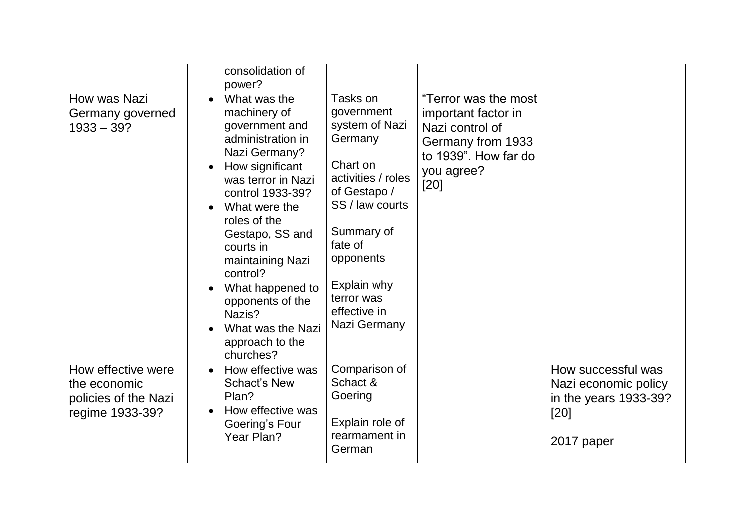| | | | | |
|---|---|---|---|---|
| | consolidation of power? | | | |
| How was Nazi Germany governed 1933 – 39? | • What was the machinery of government and administration in Nazi Germany?<br>• How significant was terror in Nazi control 1933-39?<br>• What were the roles of the Gestapo, SS and courts in maintaining Nazi control?<br>• What happened to opponents of the Nazis?<br>• What was the Nazi approach to the churches? | Tasks on government system of Nazi Germany<br><br>Chart on activities / roles of Gestapo / SS / law courts<br><br>Summary of fate of opponents<br><br>Explain why terror was effective in Nazi Germany | "Terror was the most important factor in Nazi control of Germany from 1933 to 1939". How far do you agree?<br>[20] | |
| How effective were the economic policies of the Nazi regime 1933-39? | • How effective was Schact's New Plan?<br>• How effective was Goering's Four Year Plan? | Comparison of Schact & Goering<br><br>Explain role of rearmament in German | | How successful was Nazi economic policy in the years 1933-39?<br>[20]<br><br>2017 paper |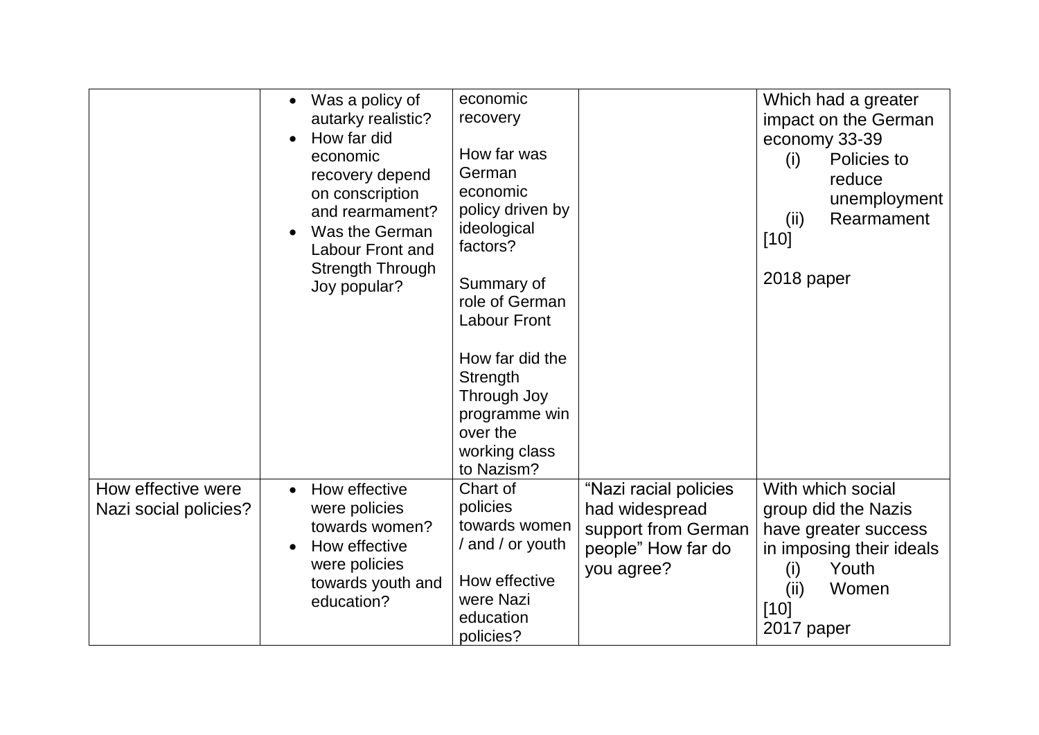| | | | | |
|---|---|---|---|---|
| | • Was a policy of autarky realistic?<br>• How far did economic recovery depend on conscription and rearmament?<br>• Was the German Labour Front and Strength Through Joy popular? | economic recovery<br><br>How far was German economic policy driven by ideological factors?<br><br>Summary of role of German Labour Front<br><br>How far did the Strength Through Joy programme win over the working class to Nazism? | | Which had a greater impact on the German economy 33-39<br>(i) Policies to reduce unemployment<br>(ii) Rearmament<br>[10]<br><br>2018 paper |
| How effective were Nazi social policies? | • How effective were policies towards women?<br>• How effective were policies towards youth and education? | Chart of policies towards women / and / or youth<br><br>How effective were Nazi education policies? | "Nazi racial policies had widespread support from German people" How far do you agree? | With which social group did the Nazis have greater success in imposing their ideals<br>(i) Youth<br>(ii) Women<br>[10]<br>2017 paper |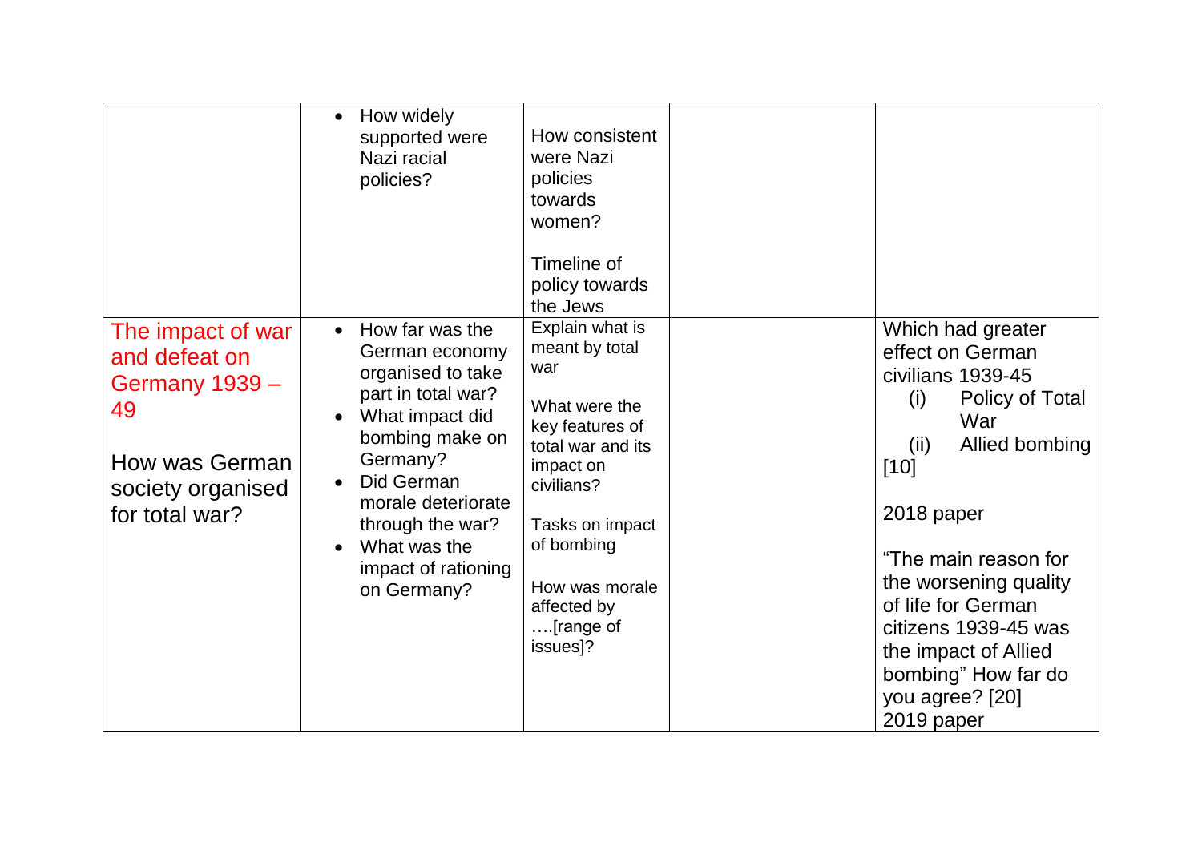| | | | | |
|---|---|---|---|---|
| | • How widely supported were Nazi racial policies? | How consistent were Nazi policies towards women?<br><br>Timeline of policy towards the Jews | | |
| The impact of war and defeat on Germany 1939 – 49<br><br>How was German society organised for total war? | • How far was the German economy organised to take part in total war?<br>• What impact did bombing make on Germany?<br>• Did German morale deteriorate through the war?<br>• What was the impact of rationing on Germany? | Explain what is meant by total war<br><br>What were the key features of total war and its impact on civilians?<br><br>Tasks on impact of bombing<br><br>How was morale affected by ….[range of issues]? | | Which had greater effect on German civilians 1939-45<br>(i) Policy of Total War<br>(ii) Allied bombing<br>[10]<br><br>2018 paper<br><br>"The main reason for the worsening quality of life for German citizens 1939-45 was the impact of Allied bombing" How far do you agree? [20]<br>2019 paper |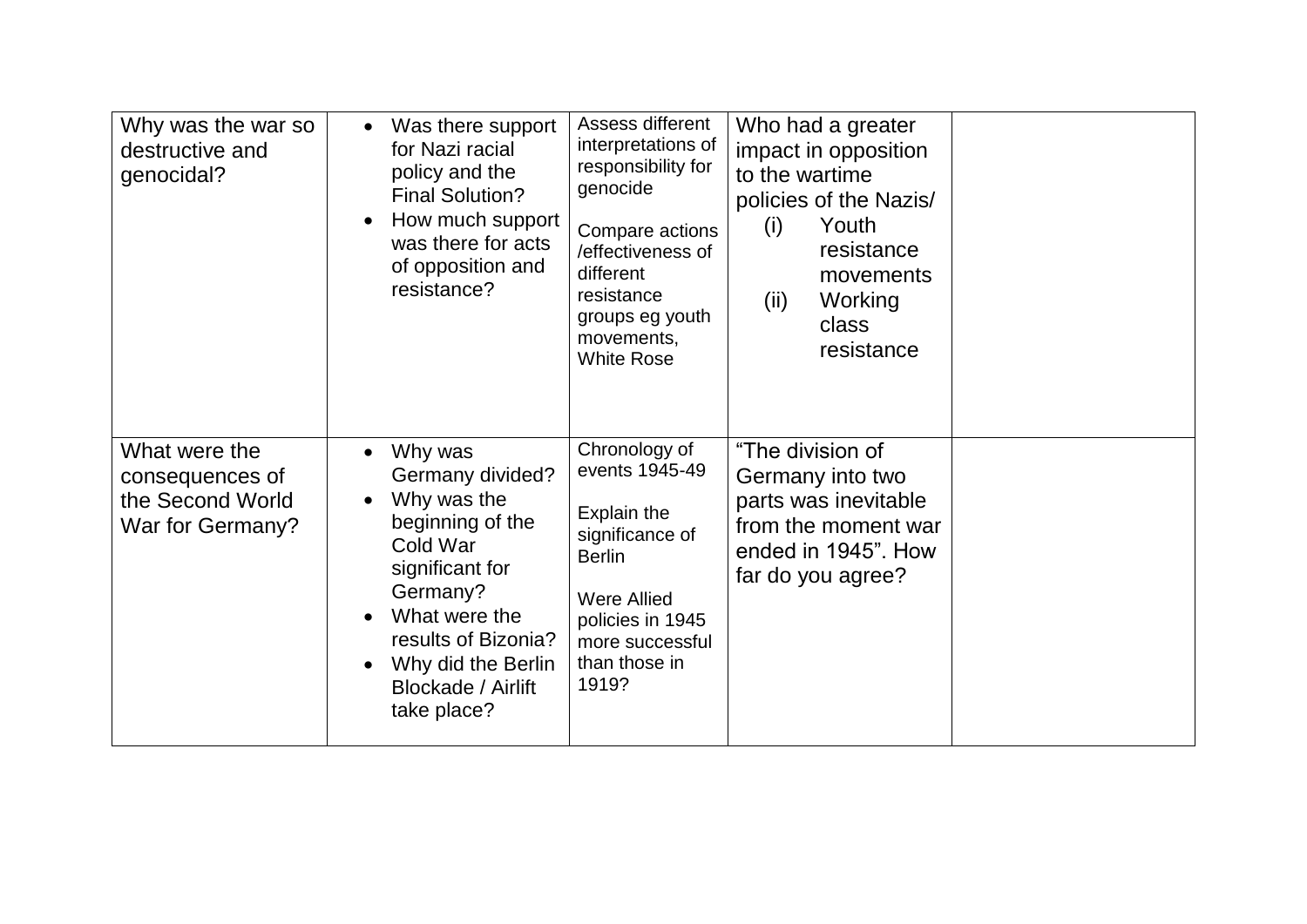| | | | | |
|---|---|---|---|---|
| Why was the war so destructive and genocidal? | • Was there support for Nazi racial policy and the Final Solution?<br>• How much support was there for acts of opposition and resistance? | Assess different interpretations of responsibility for genocide<br><br>Compare actions /effectiveness of different resistance groups eg youth movements, White Rose | Who had a greater impact in opposition to the wartime policies of the Nazis/<br>(i) Youth resistance movements<br>(ii) Working class resistance | |
| What were the consequences of the Second World War for Germany? | • Why was Germany divided?<br>• Why was the beginning of the Cold War significant for Germany?<br>• What were the results of Bizonia?<br>• Why did the Berlin Blockade / Airlift take place? | Chronology of events 1945-49<br><br>Explain the significance of Berlin<br><br>Were Allied policies in 1945 more successful than those in 1919? | "The division of Germany into two parts was inevitable from the moment war ended in 1945". How far do you agree? | |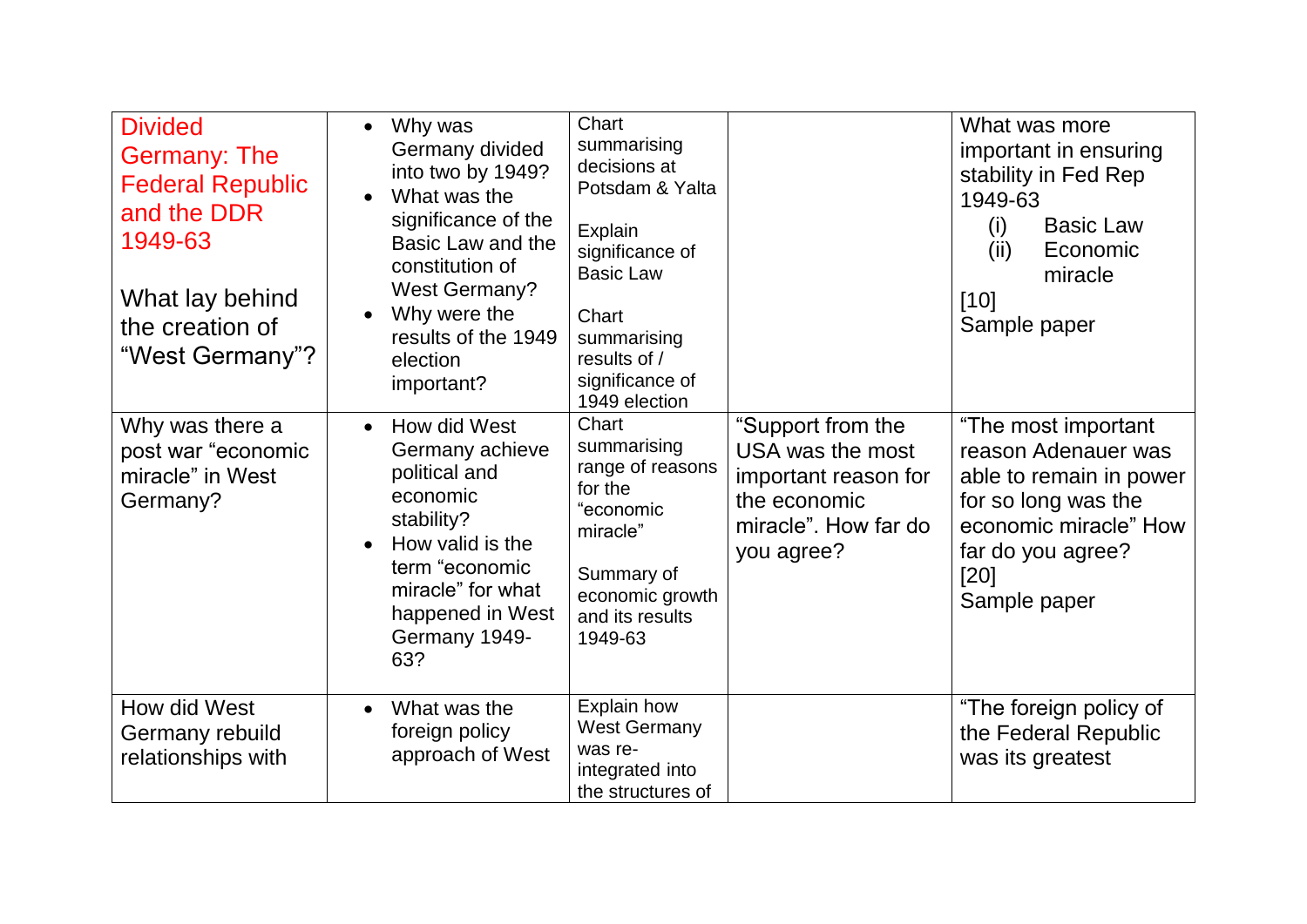| | | | | |
|---|---|---|---|---|
| Divided Germany: The Federal Republic and the DDR 1949-63<br><br>What lay behind the creation of "West Germany"? | • Why was Germany divided into two by 1949?<br>• What was the significance of the Basic Law and the constitution of West Germany?<br>• Why were the results of the 1949 election important? | Chart summarising decisions at Potsdam & Yalta<br><br>Explain significance of Basic Law<br><br>Chart summarising results of / significance of 1949 election | | What was more important in ensuring stability in Fed Rep 1949-63<br>(i) Basic Law<br>(ii) Economic miracle<br>[10]<br>Sample paper |
| Why was there a post war "economic miracle" in West Germany? | • How did West Germany achieve political and economic stability?<br>• How valid is the term "economic miracle" for what happened in West Germany 1949-63? | Chart summarising range of reasons for the "economic miracle"<br><br>Summary of economic growth and its results 1949-63 | "Support from the USA was the most important reason for the economic miracle". How far do you agree? | "The most important reason Adenauer was able to remain in power for so long was the economic miracle" How far do you agree?<br>[20]<br>Sample paper |
| How did West Germany rebuild relationships with | • What was the foreign policy approach of West | Explain how West Germany was re-integrated into the structures of | | "The foreign policy of the Federal Republic was its greatest |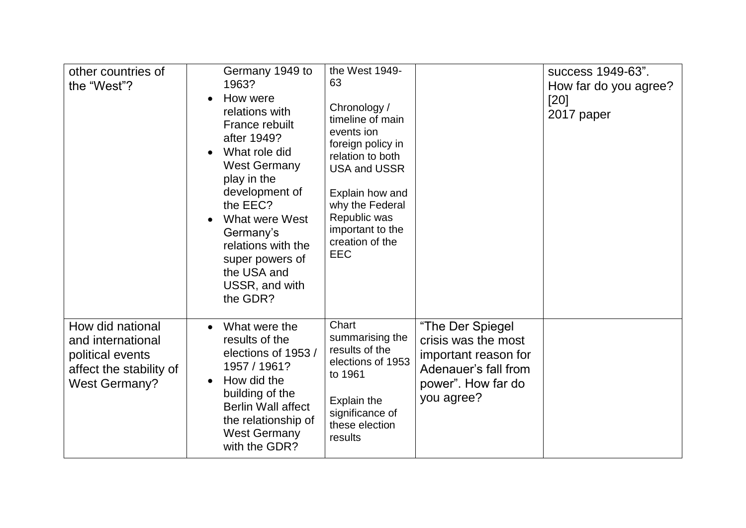| | | | | |
|---|---|---|---|---|
| other countries of the "West"? | Germany 1949 to 1963?<br>• How were relations with France rebuilt after 1949?<br>• What role did West Germany play in the development of the EEC?<br>• What were West Germany's relations with the super powers of the USA and USSR, and with the GDR? | the West 1949-63<br><br>Chronology / timeline of main events ion foreign policy in relation to both USA and USSR<br><br>Explain how and why the Federal Republic was important to the creation of the EEC | | success 1949-63". How far do you agree? [20]<br>2017 paper |
| How did national and international political events affect the stability of West Germany? | • What were the results of the elections of 1953 / 1957 / 1961?<br>• How did the building of the Berlin Wall affect the relationship of West Germany with the GDR? | Chart summarising the results of the elections of 1953 to 1961<br><br>Explain the significance of these election results | "The Der Spiegel crisis was the most important reason for Adenauer's fall from power". How far do you agree? | |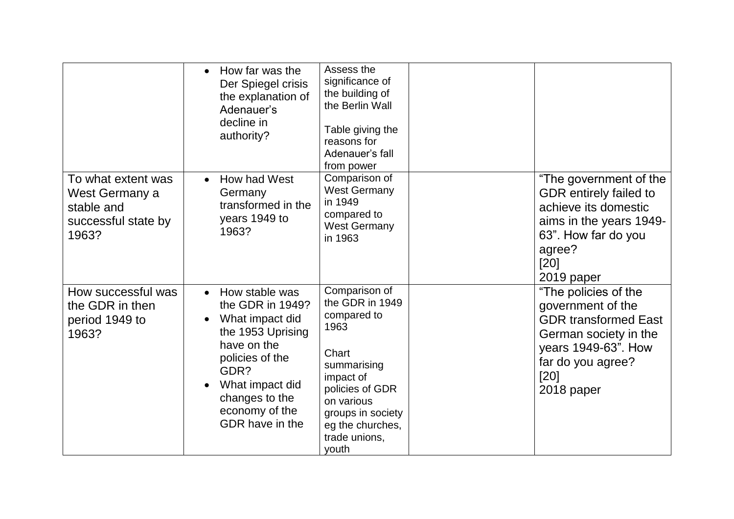| | | | | |
|---|---|---|---|---|
| | • How far was the Der Spiegel crisis the explanation of Adenauer's decline in authority? | Assess the significance of the building of the Berlin Wall<br><br>Table giving the reasons for Adenauer's fall from power | | |
| To what extent was West Germany a stable and successful state by 1963? | • How had West Germany transformed in the years 1949 to 1963? | Comparison of West Germany in 1949 compared to West Germany in 1963 | | "The government of the GDR entirely failed to achieve its domestic aims in the years 1949-63". How far do you agree?<br>[20]<br>2019 paper |
| How successful was the GDR in then period 1949 to 1963? | • How stable was the GDR in 1949?<br>• What impact did the 1953 Uprising have on the policies of the GDR?<br>• What impact did changes to the economy of the GDR have in the | Comparison of the GDR in 1949 compared to 1963<br><br>Chart summarising impact of policies of GDR on various groups in society eg the churches, trade unions, youth | | "The policies of the government of the GDR transformed East German society in the years 1949-63". How far do you agree?<br>[20]<br>2018 paper |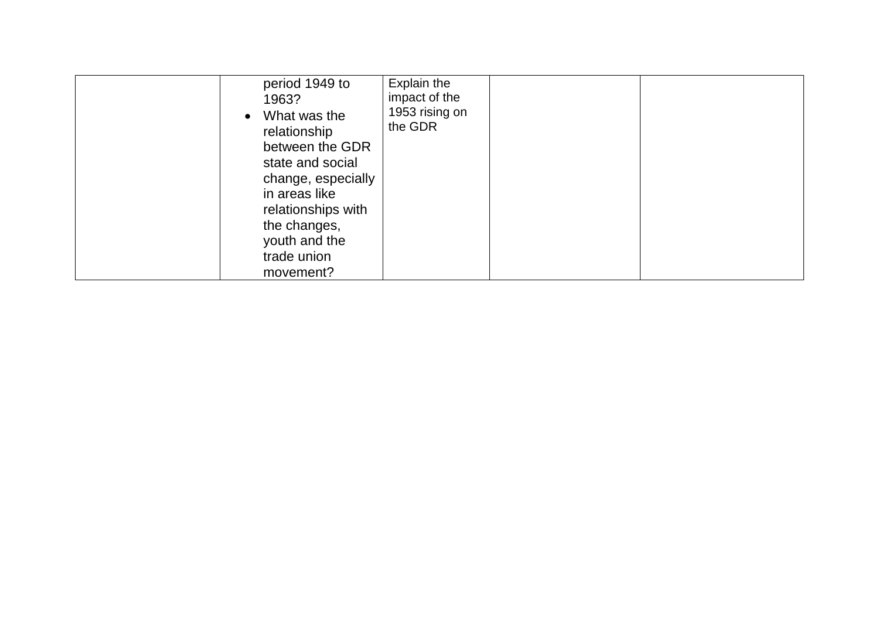| | | | | |
|---|---|---|---|---|
| | period 1949 to 1963?<br>• What was the relationship between the GDR state and social change, especially in areas like relationships with the changes, youth and the trade union movement? | Explain the impact of the 1953 rising on the GDR | | |